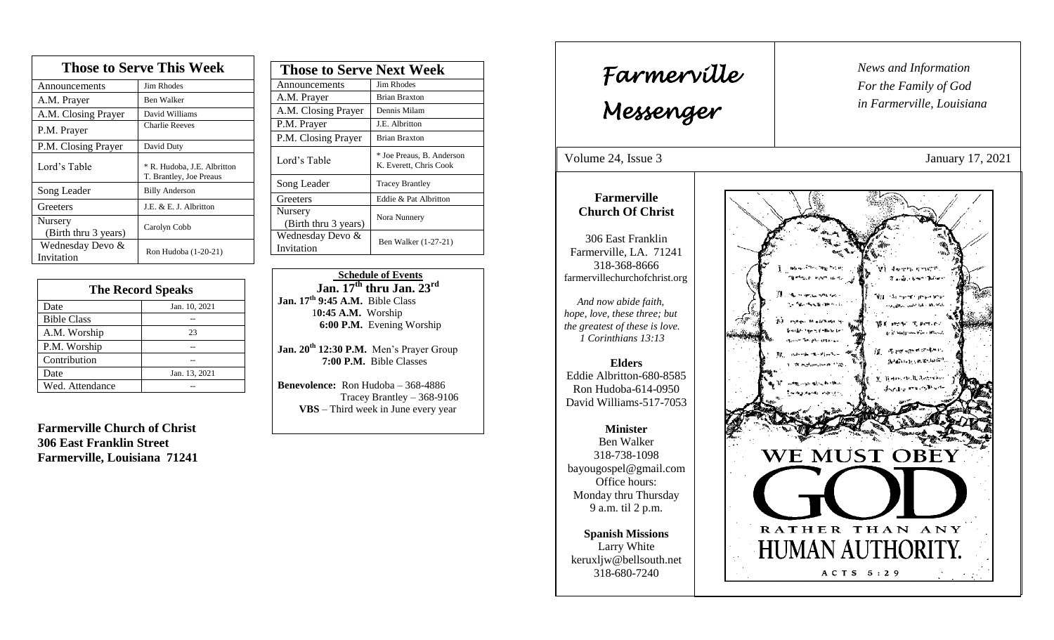## Those to Serve This Week

| Those to Serve This Week | |
|---|---|
| Announcements | Jim Rhodes |
| A.M. Prayer | Ben Walker |
| A.M. Closing Prayer | David Williams |
| P.M. Prayer | Charlie Reeves |
| P.M. Closing Prayer | David Duty |
| Lord's Table | * R. Hudoba, J.E. Albritton T. Brantley, Joe Preaus |
| Song Leader | Billy Anderson |
| Greeters | J.E. & E. J. Albritton |
| Nursery (Birth thru 3 years) | Carolyn Cobb |
| Wednesday Devo & Invitation | Ron Hudoba (1-20-21) |

## The Record Speaks

| Date | Jan. 10, 2021 |
|---|---|
| Bible Class | -- |
| A.M. Worship | 23 |
| P.M. Worship | -- |
| Contribution | -- |
| Date | Jan. 13, 2021 |
| Wed. Attendance | -- |

**Farmerville Church of Christ**
**306 East Franklin Street**
**Farmerville, Louisiana 71241**

## Those to Serve Next Week

| Those to Serve Next Week | |
|---|---|
| Announcements | Jim Rhodes |
| A.M. Prayer | Brian Braxton |
| A.M. Closing Prayer | Dennis Milam |
| P.M. Prayer | J.E. Albritton |
| P.M. Closing Prayer | Brian Braxton |
| Lord's Table | * Joe Preaus, B. Anderson K. Everett, Chris Cook |
| Song Leader | Tracey Brantley |
| Greeters | Eddie & Pat Albritton |
| Nursery (Birth thru 3 years) | Nora Nunnery |
| Wednesday Devo & Invitation | Ben Walker (1-27-21) |

**Schedule of Events**
**Jan. 17th thru Jan. 23rd**

**Jan. 17th 9:45 A.M.** Bible Class
**10:45 A.M.** Worship
**6:00 P.M.** Evening Worship

**Jan. 20th 12:30 P.M.** Men's Prayer Group
**7:00 P.M.** Bible Classes

**Benevolence:** Ron Hudoba – 368-4886
Tracey Brantley – 368-9106
**VBS** – Third week in June every year

# Farmerville Messenger

*News and Information For the Family of God in Farmerville, Louisiana*

Volume 24, Issue 3 — January 17, 2021

**Farmerville Church Of Christ**

306 East Franklin
Farmerville, LA. 71241
318-368-8666
farmervillechurchofchrist.org

*And now abide faith, hope, love, these three; but the greatest of these is love. 1 Corinthians 13:13*

**Elders**
Eddie Albritton-680-8585
Ron Hudoba-614-0950
David Williams-517-7053

**Minister**
Ben Walker
318-738-1098
bayougospel@gmail.com
Office hours:
Monday thru Thursday
9 a.m. til 2 p.m.

**Spanish Missions**
Larry White
keruxljw@bellsouth.net
318-680-7240

WE MUST OBEY GOD RATHER THAN ANY HUMAN AUTHORITY.
ACTS 5:29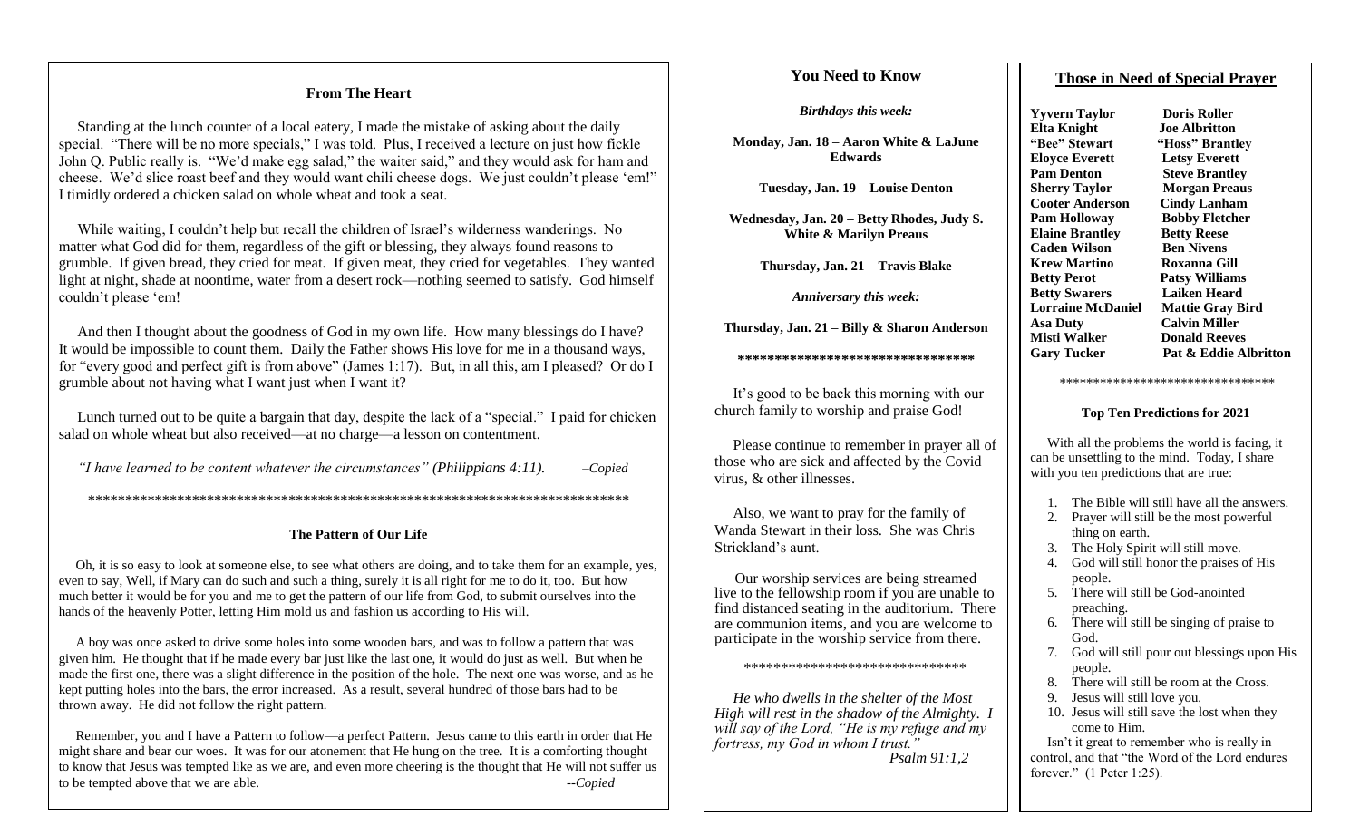## From The Heart

Standing at the lunch counter of a local eatery, I made the mistake of asking about the daily special. "There will be no more specials," I was told. Plus, I received a lecture on just how fickle John Q. Public really is. "We'd make egg salad," the waiter said," and they would ask for ham and cheese. We'd slice roast beef and they would want chili cheese dogs. We just couldn't please 'em!" I timidly ordered a chicken salad on whole wheat and took a seat.

While waiting, I couldn't help but recall the children of Israel's wilderness wanderings. No matter what God did for them, regardless of the gift or blessing, they always found reasons to grumble. If given bread, they cried for meat. If given meat, they cried for vegetables. They wanted light at night, shade at noontime, water from a desert rock—nothing seemed to satisfy. God himself couldn't please 'em!

And then I thought about the goodness of God in my own life. How many blessings do I have? It would be impossible to count them. Daily the Father shows His love for me in a thousand ways, for "every good and perfect gift is from above" (James 1:17). But, in all this, am I pleased? Or do I grumble about not having what I want just when I want it?

Lunch turned out to be quite a bargain that day, despite the lack of a "special." I paid for chicken salad on whole wheat but also received—at no charge—a lesson on contentment.

*"I have learned to be content whatever the circumstances" (Philippians 4:11).* –*Copied*

******************************************************************************

## The Pattern of Our Life

Oh, it is so easy to look at someone else, to see what others are doing, and to take them for an example, yes, even to say, Well, if Mary can do such and such a thing, surely it is all right for me to do it, too. But how much better it would be for you and me to get the pattern of our life from God, to submit ourselves into the hands of the heavenly Potter, letting Him mold us and fashion us according to His will.

A boy was once asked to drive some holes into some wooden bars, and was to follow a pattern that was given him. He thought that if he made every bar just like the last one, it would do just as well. But when he made the first one, there was a slight difference in the position of the hole. The next one was worse, and as he kept putting holes into the bars, the error increased. As a result, several hundred of those bars had to be thrown away. He did not follow the right pattern.

Remember, you and I have a Pattern to follow—a perfect Pattern. Jesus came to this earth in order that He might share and bear our woes. It was for our atonement that He hung on the tree. It is a comforting thought to know that Jesus was tempted like as we are, and even more cheering is the thought that He will not suffer us to be tempted above that we are able. --*Copied*

## You Need to Know

*Birthdays this week:*

**Monday, Jan. 18 – Aaron White & LaJune Edwards**

**Tuesday, Jan. 19 – Louise Denton**

**Wednesday, Jan. 20 – Betty Rhodes, Judy S. White & Marilyn Preaus**

**Thursday, Jan. 21 – Travis Blake**

*Anniversary this week:*

**Thursday, Jan. 21 – Billy & Sharon Anderson**

**********************************

It's good to be back this morning with our church family to worship and praise God!

Please continue to remember in prayer all of those who are sick and affected by the Covid virus, & other illnesses.

Also, we want to pray for the family of Wanda Stewart in their loss. She was Chris Strickland's aunt.

Our worship services are being streamed live to the fellowship room if you are unable to find distanced seating in the auditorium. There are communion items, and you are welcome to participate in the worship service from there.

********************************

*He who dwells in the shelter of the Most High will rest in the shadow of the Almighty. I will say of the Lord, "He is my refuge and my fortress, my God in whom I trust."*
*Psalm 91:1,2*

## Those in Need of Special Prayer

| | |
|---|---|
| **Yyvern Taylor** | **Doris Roller** |
| **Elta Knight** | **Joe Albritton** |
| **"Bee" Stewart** | **"Hoss" Brantley** |
| **Eloyce Everett** | **Letsy Everett** |
| **Pam Denton** | **Steve Brantley** |
| **Sherry Taylor** | **Morgan Preaus** |
| **Cooter Anderson** | **Cindy Lanham** |
| **Pam Holloway** | **Bobby Fletcher** |
| **Elaine Brantley** | **Betty Reese** |
| **Caden Wilson** | **Ben Nivens** |
| **Krew Martino** | **Roxanna Gill** |
| **Betty Perot** | **Patsy Williams** |
| **Betty Swarers** | **Laiken Heard** |
| **Lorraine McDaniel** | **Mattie Gray Bird** |
| **Asa Duty** | **Calvin Miller** |
| **Misti Walker** | **Donald Reeves** |
| **Gary Tucker** | **Pat & Eddie Albritton** |

**********************************

### Top Ten Predictions for 2021

With all the problems the world is facing, it can be unsettling to the mind. Today, I share with you ten predictions that are true:

1. The Bible will still have all the answers.
2. Prayer will still be the most powerful thing on earth.
3. The Holy Spirit will still move.
4. God will still honor the praises of His people.
5. There will still be God-anointed preaching.
6. There will still be singing of praise to God.
7. God will still pour out blessings upon His people.
8. There will still be room at the Cross.
9. Jesus will still love you.
10. Jesus will still save the lost when they come to Him.

Isn't it great to remember who is really in control, and that "the Word of the Lord endures forever." (1 Peter 1:25).